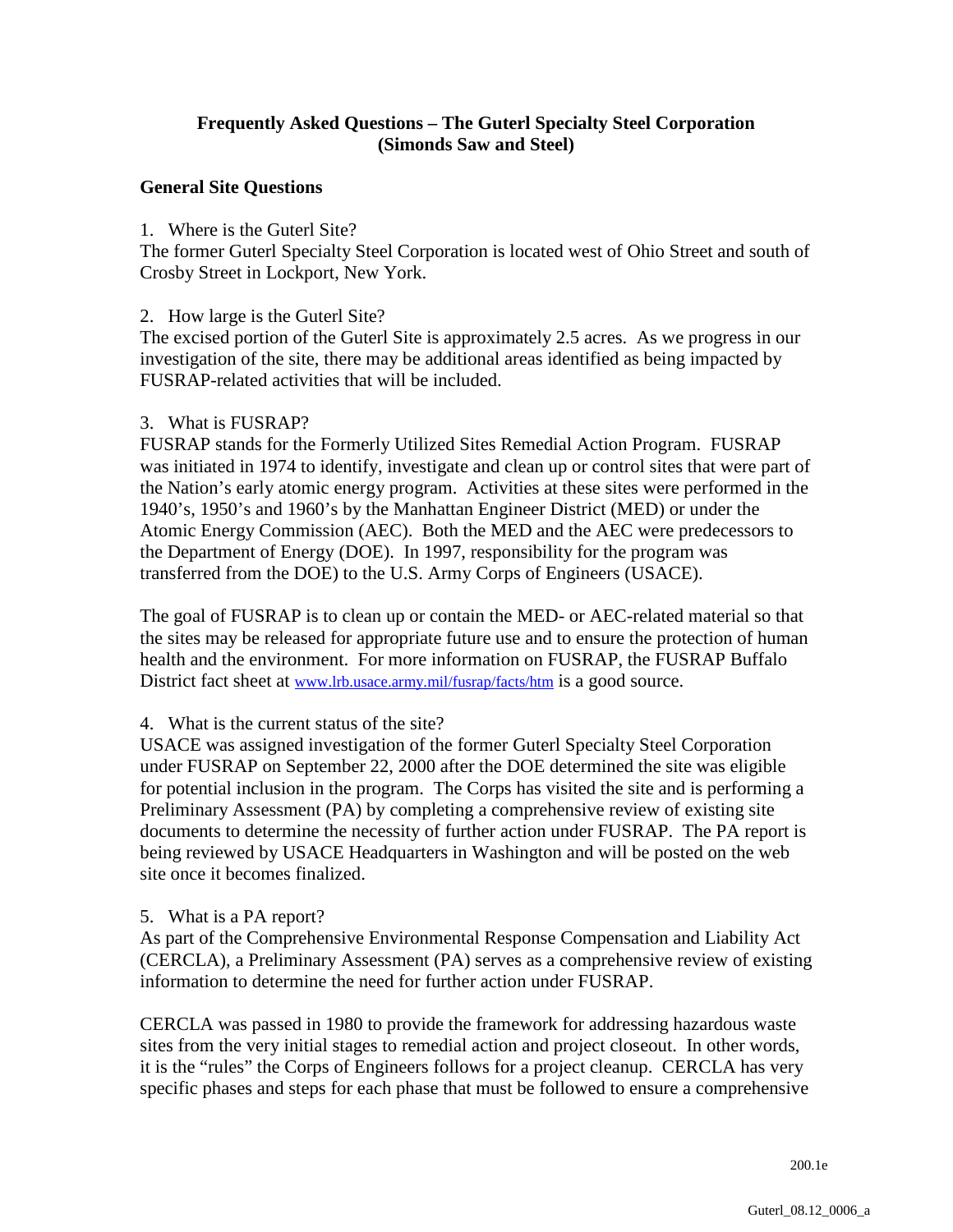# Frequently Asked Questions – The Guterl Specialty Steel Corporation (Simonds Saw and Steel)

## General Site Questions

1. Where is the Guterl Site?

The former Guterl Specialty Steel Corporation is located west of Ohio Street and south of Crosby Street in Lockport, New York.

2. How large is the Guterl Site?

The excised portion of the Guterl Site is approximately 2.5 acres. As we progress in our investigation of the site, there may be additional areas identified as being impacted by FUSRAP-related activities that will be included.

3. What is FUSRAP?

FUSRAP stands for the Formerly Utilized Sites Remedial Action Program. FUSRAP was initiated in 1974 to identify, investigate and clean up or control sites that were part of the Nation's early atomic energy program. Activities at these sites were performed in the 1940's, 1950's and 1960's by the Manhattan Engineer District (MED) or under the Atomic Energy Commission (AEC). Both the MED and the AEC were predecessors to the Department of Energy (DOE). In 1997, responsibility for the program was transferred from the DOE) to the U.S. Army Corps of Engineers (USACE).

The goal of FUSRAP is to clean up or contain the MED- or AEC-related material so that the sites may be released for appropriate future use and to ensure the protection of human health and the environment. For more information on FUSRAP, the FUSRAP Buffalo District fact sheet at www.lrb.usace.army.mil/fusrap/facts/htm is a good source.

4. What is the current status of the site?

USACE was assigned investigation of the former Guterl Specialty Steel Corporation under FUSRAP on September 22, 2000 after the DOE determined the site was eligible for potential inclusion in the program. The Corps has visited the site and is performing a Preliminary Assessment (PA) by completing a comprehensive review of existing site documents to determine the necessity of further action under FUSRAP. The PA report is being reviewed by USACE Headquarters in Washington and will be posted on the web site once it becomes finalized.

5. What is a PA report?

As part of the Comprehensive Environmental Response Compensation and Liability Act (CERCLA), a Preliminary Assessment (PA) serves as a comprehensive review of existing information to determine the need for further action under FUSRAP.

CERCLA was passed in 1980 to provide the framework for addressing hazardous waste sites from the very initial stages to remedial action and project closeout. In other words, it is the "rules" the Corps of Engineers follows for a project cleanup. CERCLA has very specific phases and steps for each phase that must be followed to ensure a comprehensive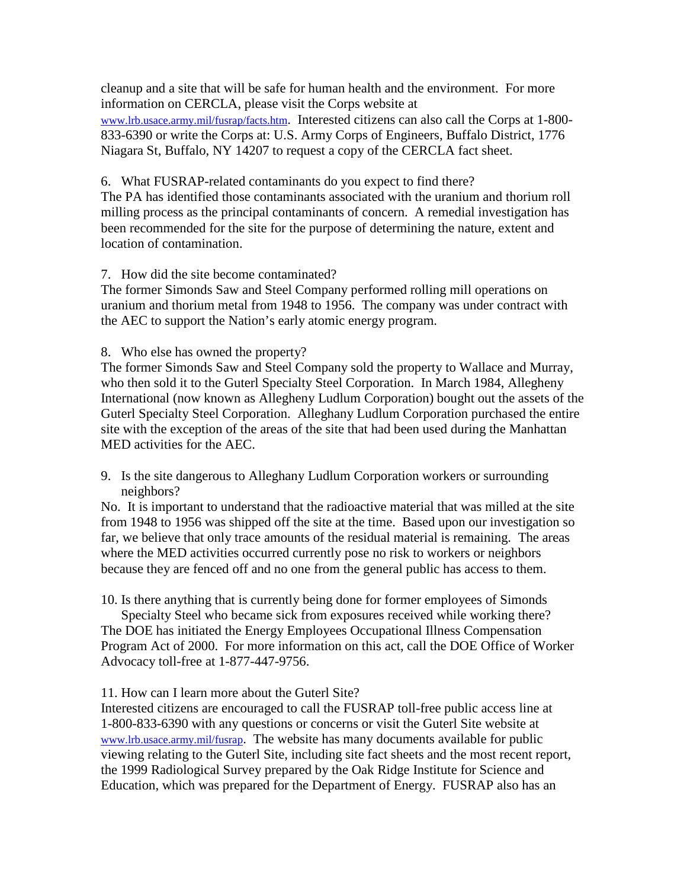cleanup and a site that will be safe for human health and the environment. For more information on CERCLA, please visit the Corps website at www.lrb.usace.army.mil/fusrap/facts.htm. Interested citizens can also call the Corps at 1-800-833-6390 or write the Corps at: U.S. Army Corps of Engineers, Buffalo District, 1776 Niagara St, Buffalo, NY 14207 to request a copy of the CERCLA fact sheet.

6. What FUSRAP-related contaminants do you expect to find there?

The PA has identified those contaminants associated with the uranium and thorium roll milling process as the principal contaminants of concern. A remedial investigation has been recommended for the site for the purpose of determining the nature, extent and location of contamination.

7. How did the site become contaminated?

The former Simonds Saw and Steel Company performed rolling mill operations on uranium and thorium metal from 1948 to 1956. The company was under contract with the AEC to support the Nation's early atomic energy program.

8. Who else has owned the property?

The former Simonds Saw and Steel Company sold the property to Wallace and Murray, who then sold it to the Guterl Specialty Steel Corporation. In March 1984, Allegheny International (now known as Allegheny Ludlum Corporation) bought out the assets of the Guterl Specialty Steel Corporation. Alleghany Ludlum Corporation purchased the entire site with the exception of the areas of the site that had been used during the Manhattan MED activities for the AEC.

9. Is the site dangerous to Alleghany Ludlum Corporation workers or surrounding neighbors?

No. It is important to understand that the radioactive material that was milled at the site from 1948 to 1956 was shipped off the site at the time. Based upon our investigation so far, we believe that only trace amounts of the residual material is remaining. The areas where the MED activities occurred currently pose no risk to workers or neighbors because they are fenced off and no one from the general public has access to them.

10. Is there anything that is currently being done for former employees of Simonds Specialty Steel who became sick from exposures received while working there?

The DOE has initiated the Energy Employees Occupational Illness Compensation Program Act of 2000. For more information on this act, call the DOE Office of Worker Advocacy toll-free at 1-877-447-9756.

11. How can I learn more about the Guterl Site?

Interested citizens are encouraged to call the FUSRAP toll-free public access line at 1-800-833-6390 with any questions or concerns or visit the Guterl Site website at www.lrb.usace.army.mil/fusrap. The website has many documents available for public viewing relating to the Guterl Site, including site fact sheets and the most recent report, the 1999 Radiological Survey prepared by the Oak Ridge Institute for Science and Education, which was prepared for the Department of Energy. FUSRAP also has an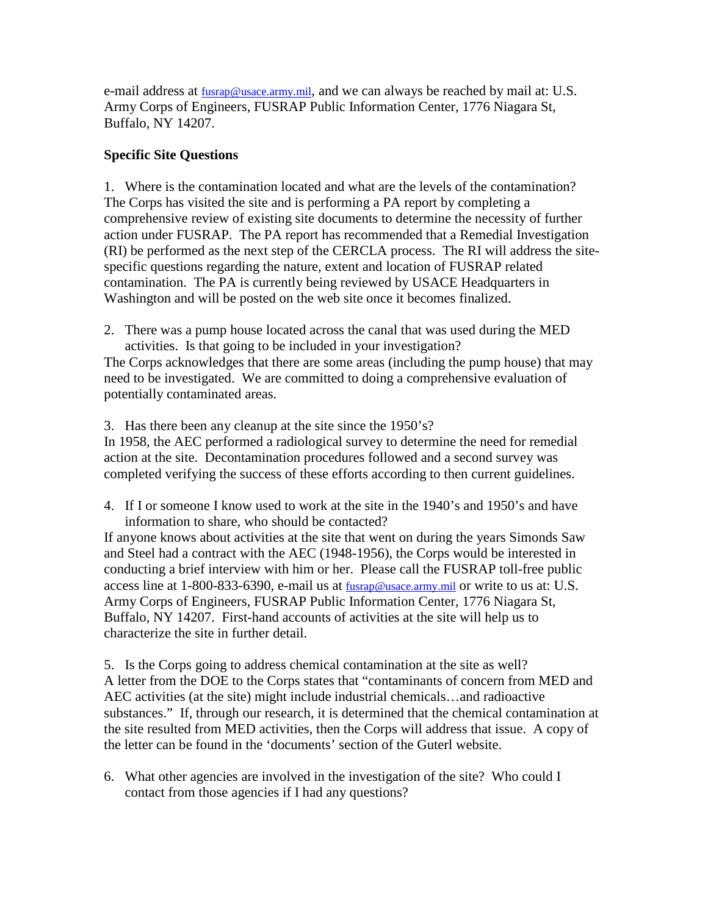e-mail address at fusrap@usace.army.mil, and we can always be reached by mail at: U.S. Army Corps of Engineers, FUSRAP Public Information Center, 1776 Niagara St, Buffalo, NY 14207.

**Specific Site Questions**

1. Where is the contamination located and what are the levels of the contamination?

The Corps has visited the site and is performing a PA report by completing a comprehensive review of existing site documents to determine the necessity of further action under FUSRAP. The PA report has recommended that a Remedial Investigation (RI) be performed as the next step of the CERCLA process. The RI will address the site-specific questions regarding the nature, extent and location of FUSRAP related contamination. The PA is currently being reviewed by USACE Headquarters in Washington and will be posted on the web site once it becomes finalized.

2. There was a pump house located across the canal that was used during the MED activities. Is that going to be included in your investigation?

The Corps acknowledges that there are some areas (including the pump house) that may need to be investigated. We are committed to doing a comprehensive evaluation of potentially contaminated areas.

3. Has there been any cleanup at the site since the 1950's?

In 1958, the AEC performed a radiological survey to determine the need for remedial action at the site. Decontamination procedures followed and a second survey was completed verifying the success of these efforts according to then current guidelines.

4. If I or someone I know used to work at the site in the 1940's and 1950's and have information to share, who should be contacted?

If anyone knows about activities at the site that went on during the years Simonds Saw and Steel had a contract with the AEC (1948-1956), the Corps would be interested in conducting a brief interview with him or her. Please call the FUSRAP toll-free public access line at 1-800-833-6390, e-mail us at fusrap@usace.army.mil or write to us at: U.S. Army Corps of Engineers, FUSRAP Public Information Center, 1776 Niagara St, Buffalo, NY 14207. First-hand accounts of activities at the site will help us to characterize the site in further detail.

5. Is the Corps going to address chemical contamination at the site as well?

A letter from the DOE to the Corps states that "contaminants of concern from MED and AEC activities (at the site) might include industrial chemicals…and radioactive substances." If, through our research, it is determined that the chemical contamination at the site resulted from MED activities, then the Corps will address that issue. A copy of the letter can be found in the 'documents' section of the Guterl website.

6. What other agencies are involved in the investigation of the site? Who could I contact from those agencies if I had any questions?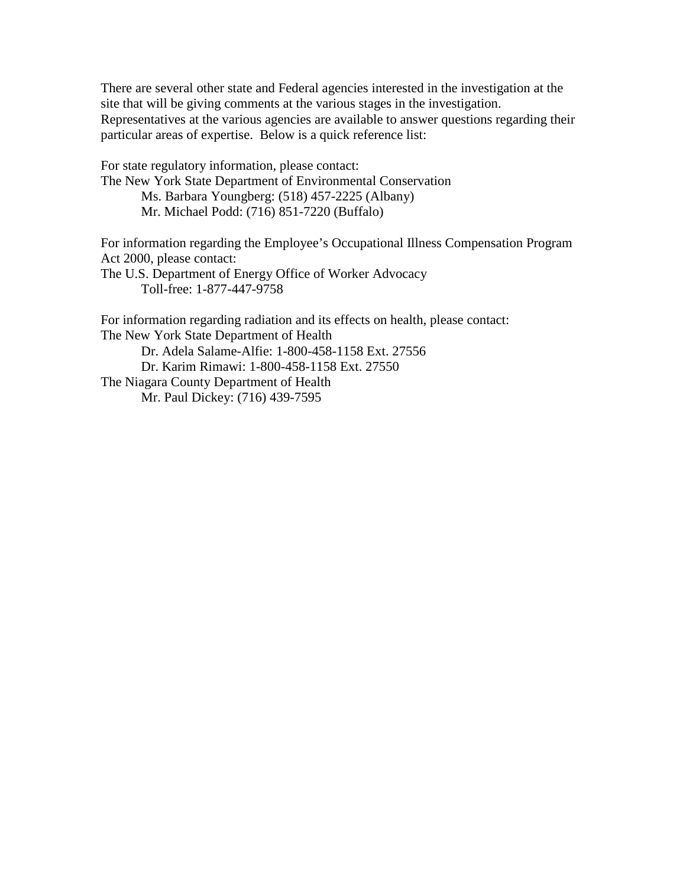There are several other state and Federal agencies interested in the investigation at the site that will be giving comments at the various stages in the investigation. Representatives at the various agencies are available to answer questions regarding their particular areas of expertise. Below is a quick reference list:

For state regulatory information, please contact:
The New York State Department of Environmental Conservation
  Ms. Barbara Youngberg: (518) 457-2225 (Albany)
  Mr. Michael Podd: (716) 851-7220 (Buffalo)

For information regarding the Employee's Occupational Illness Compensation Program Act 2000, please contact:
The U.S. Department of Energy Office of Worker Advocacy
  Toll-free: 1-877-447-9758

For information regarding radiation and its effects on health, please contact:
The New York State Department of Health
  Dr. Adela Salame-Alfie: 1-800-458-1158 Ext. 27556
  Dr. Karim Rimawi: 1-800-458-1158 Ext. 27550
The Niagara County Department of Health
  Mr. Paul Dickey: (716) 439-7595